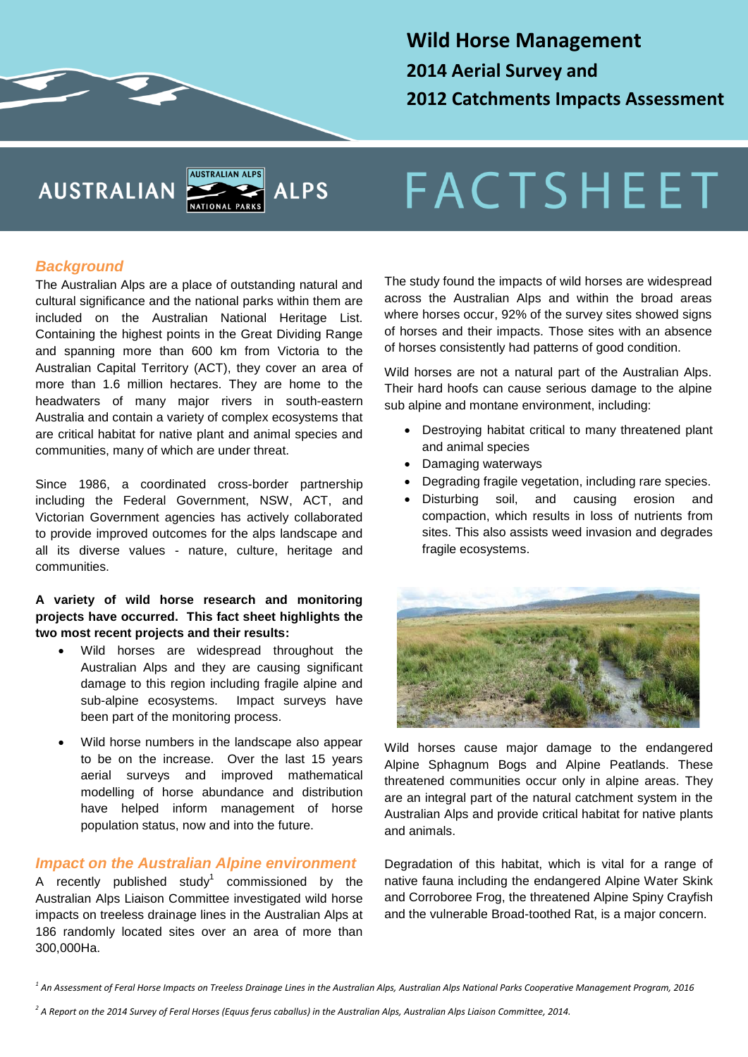# Wild Horse Management
## 2014 Aerial Survey and
## 2012 Catchments Impacts Assessment

AUSTRALIAN ALPS

# FACTSHEET

### *Background*

The Australian Alps are a place of outstanding natural and cultural significance and the national parks within them are included on the Australian National Heritage List. Containing the highest points in the Great Dividing Range and spanning more than 600 km from Victoria to the Australian Capital Territory (ACT), they cover an area of more than 1.6 million hectares. They are home to the headwaters of many major rivers in south-eastern Australia and contain a variety of complex ecosystems that are critical habitat for native plant and animal species and communities, many of which are under threat.

Since 1986, a coordinated cross-border partnership including the Federal Government, NSW, ACT, and Victorian Government agencies has actively collaborated to provide improved outcomes for the alps landscape and all its diverse values - nature, culture, heritage and communities.

**A variety of wild horse research and monitoring projects have occurred. This fact sheet highlights the two most recent projects and their results:**

- Wild horses are widespread throughout the Australian Alps and they are causing significant damage to this region including fragile alpine and sub-alpine ecosystems. Impact surveys have been part of the monitoring process.
- Wild horse numbers in the landscape also appear to be on the increase. Over the last 15 years aerial surveys and improved mathematical modelling of horse abundance and distribution have helped inform management of horse population status, now and into the future.

### *Impact on the Australian Alpine environment*

A recently published study[1] commissioned by the Australian Alps Liaison Committee investigated wild horse impacts on treeless drainage lines in the Australian Alps at 186 randomly located sites over an area of more than 300,000Ha.

The study found the impacts of wild horses are widespread across the Australian Alps and within the broad areas where horses occur, 92% of the survey sites showed signs of horses and their impacts. Those sites with an absence of horses consistently had patterns of good condition.

Wild horses are not a natural part of the Australian Alps. Their hard hoofs can cause serious damage to the alpine sub alpine and montane environment, including:

- Destroying habitat critical to many threatened plant and animal species
- Damaging waterways
- Degrading fragile vegetation, including rare species.
- Disturbing soil, and causing erosion and compaction, which results in loss of nutrients from sites. This also assists weed invasion and degrades fragile ecosystems.

Wild horses cause major damage to the endangered Alpine Sphagnum Bogs and Alpine Peatlands. These threatened communities occur only in alpine areas. They are an integral part of the natural catchment system in the Australian Alps and provide critical habitat for native plants and animals.

Degradation of this habitat, which is vital for a range of native fauna including the endangered Alpine Water Skink and Corroboree Frog, the threatened Alpine Spiny Crayfish and the vulnerable Broad-toothed Rat, is a major concern.

---

[1] *An Assessment of Feral Horse Impacts on Treeless Drainage Lines in the Australian Alps, Australian Alps National Parks Cooperative Management Program, 2016*

[2] *A Report on the 2014 Survey of Feral Horses (Equus ferus caballus) in the Australian Alps, Australian Alps Liaison Committee, 2014.*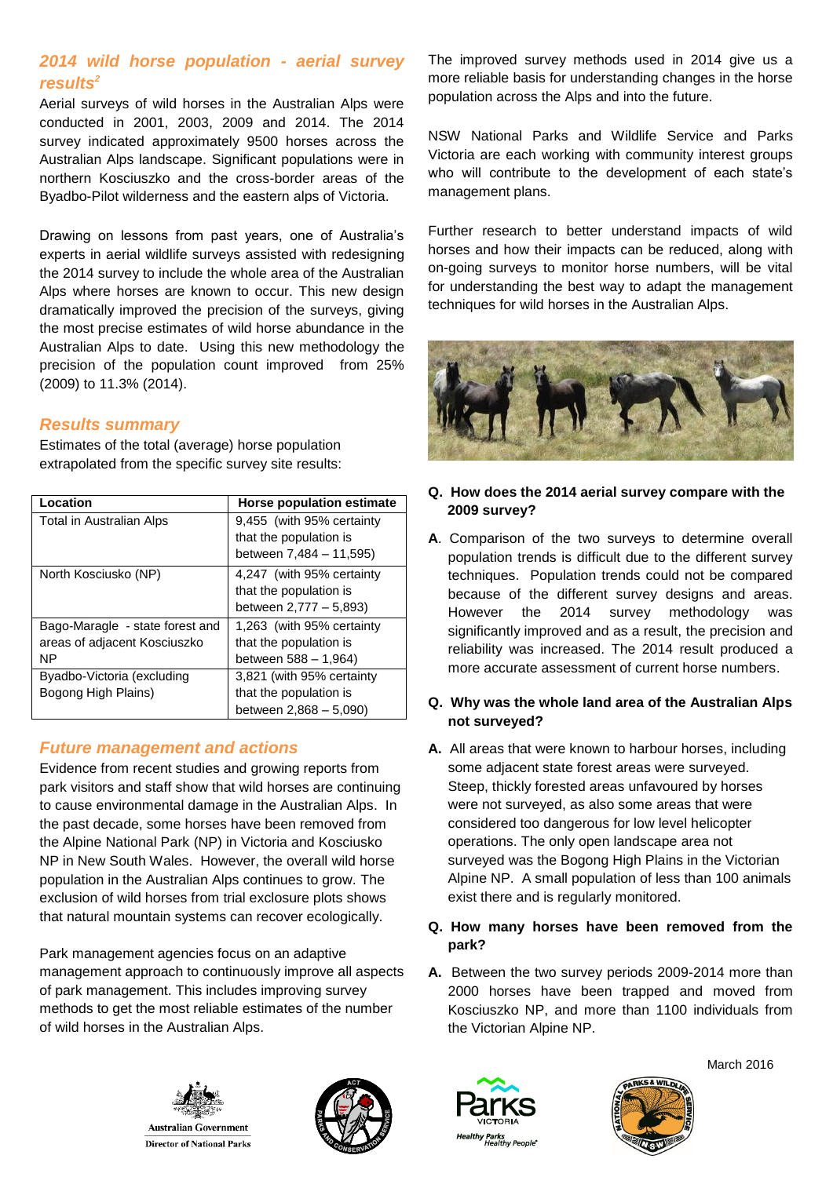## *2014 wild horse population - aerial survey results*[2]

Aerial surveys of wild horses in the Australian Alps were conducted in 2001, 2003, 2009 and 2014. The 2014 survey indicated approximately 9500 horses across the Australian Alps landscape. Significant populations were in northern Kosciuszko and the cross-border areas of the Byadbo-Pilot wilderness and the eastern alps of Victoria.

Drawing on lessons from past years, one of Australia's experts in aerial wildlife surveys assisted with redesigning the 2014 survey to include the whole area of the Australian Alps where horses are known to occur. This new design dramatically improved the precision of the surveys, giving the most precise estimates of wild horse abundance in the Australian Alps to date. Using this new methodology the precision of the population count improved from 25% (2009) to 11.3% (2014).

### *Results summary*

Estimates of the total (average) horse population extrapolated from the specific survey site results:

| Location | Horse population estimate |
|---|---|
| Total in Australian Alps | 9,455 (with 95% certainty that the population is between 7,484 – 11,595) |
| North Kosciusko (NP) | 4,247 (with 95% certainty that the population is between 2,777 – 5,893) |
| Bago-Maragle - state forest and areas of adjacent Kosciuszko NP | 1,263 (with 95% certainty that the population is between 588 – 1,964) |
| Byadbo-Victoria (excluding Bogong High Plains) | 3,821 (with 95% certainty that the population is between 2,868 – 5,090) |

### *Future management and actions*

Evidence from recent studies and growing reports from park visitors and staff show that wild horses are continuing to cause environmental damage in the Australian Alps. In the past decade, some horses have been removed from the Alpine National Park (NP) in Victoria and Kosciusko NP in New South Wales. However, the overall wild horse population in the Australian Alps continues to grow. The exclusion of wild horses from trial exclosure plots shows that natural mountain systems can recover ecologically.

Park management agencies focus on an adaptive management approach to continuously improve all aspects of park management. This includes improving survey methods to get the most reliable estimates of the number of wild horses in the Australian Alps.

The improved survey methods used in 2014 give us a more reliable basis for understanding changes in the horse population across the Alps and into the future.

NSW National Parks and Wildlife Service and Parks Victoria are each working with community interest groups who will contribute to the development of each state's management plans.

Further research to better understand impacts of wild horses and how their impacts can be reduced, along with on-going surveys to monitor horse numbers, will be vital for understanding the best way to adapt the management techniques for wild horses in the Australian Alps.

**Q. How does the 2014 aerial survey compare with the 2009 survey?**

**A**. Comparison of the two surveys to determine overall population trends is difficult due to the different survey techniques. Population trends could not be compared because of the different survey designs and areas. However the 2014 survey methodology was significantly improved and as a result, the precision and reliability was increased. The 2014 result produced a more accurate assessment of current horse numbers.

**Q. Why was the whole land area of the Australian Alps not surveyed?**

**A.** All areas that were known to harbour horses, including some adjacent state forest areas were surveyed. Steep, thickly forested areas unfavoured by horses were not surveyed, as also some areas that were considered too dangerous for low level helicopter operations. The only open landscape area not surveyed was the Bogong High Plains in the Victorian Alpine NP. A small population of less than 100 animals exist there and is regularly monitored.

**Q. How many horses have been removed from the park?**

**A.** Between the two survey periods 2009-2014 more than 2000 horses have been trapped and moved from Kosciuszko NP, and more than 1100 individuals from the Victorian Alpine NP.

March 2016

Australian Government
Director of National Parks

Parks Victoria — Healthy Parks Healthy People